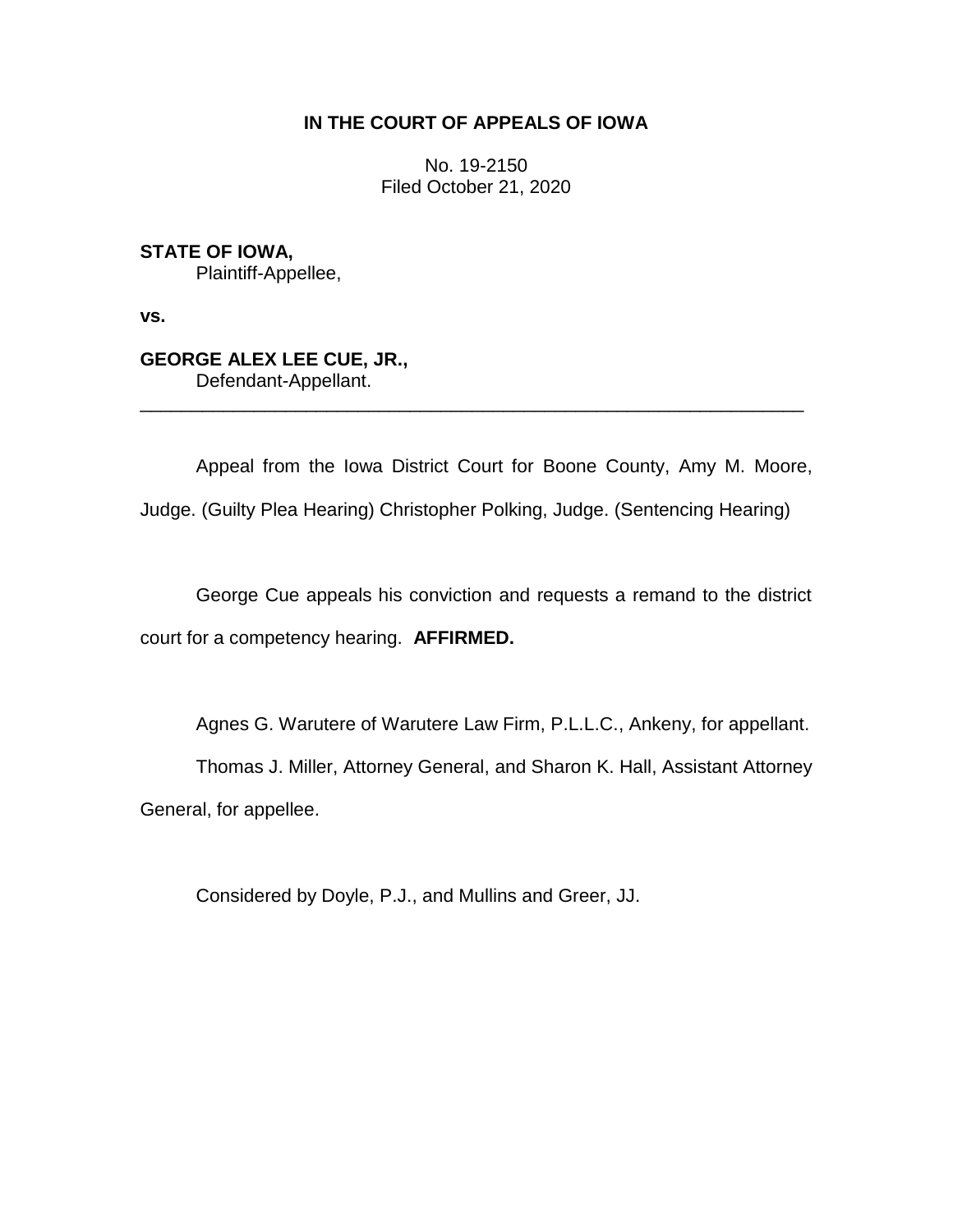# IN THE COURT OF APPEALS OF IOWA

No. 19-2150
Filed October 21, 2020

**STATE OF IOWA,**
Plaintiff-Appellee,

**vs.**

**GEORGE ALEX LEE CUE, JR.,**
Defendant-Appellant.

---

Appeal from the Iowa District Court for Boone County, Amy M. Moore, Judge. (Guilty Plea Hearing) Christopher Polking, Judge. (Sentencing Hearing)

George Cue appeals his conviction and requests a remand to the district court for a competency hearing. **AFFIRMED.**

Agnes G. Warutere of Warutere Law Firm, P.L.L.C., Ankeny, for appellant.

Thomas J. Miller, Attorney General, and Sharon K. Hall, Assistant Attorney General, for appellee.

Considered by Doyle, P.J., and Mullins and Greer, JJ.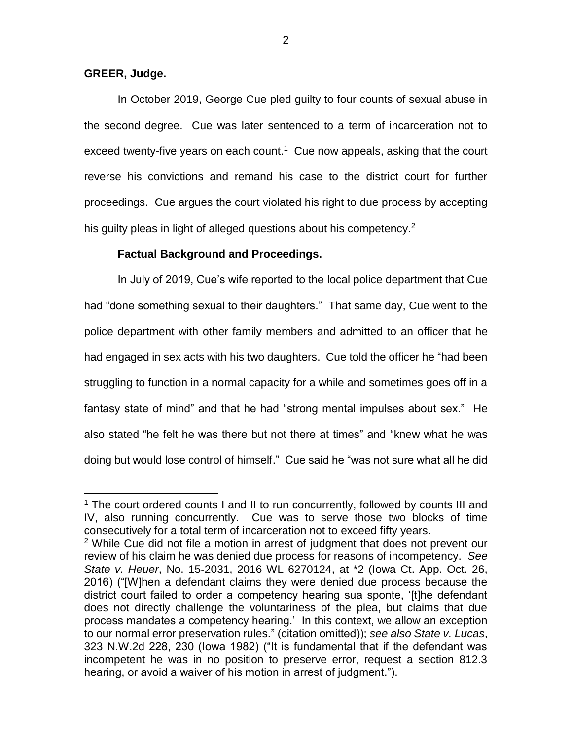**GREER, Judge.**

In October 2019, George Cue pled guilty to four counts of sexual abuse in the second degree. Cue was later sentenced to a term of incarceration not to exceed twenty-five years on each count.[1] Cue now appeals, asking that the court reverse his convictions and remand his case to the district court for further proceedings. Cue argues the court violated his right to due process by accepting his guilty pleas in light of alleged questions about his competency.[2]

**Factual Background and Proceedings.**

In July of 2019, Cue's wife reported to the local police department that Cue had "done something sexual to their daughters." That same day, Cue went to the police department with other family members and admitted to an officer that he had engaged in sex acts with his two daughters. Cue told the officer he "had been struggling to function in a normal capacity for a while and sometimes goes off in a fantasy state of mind" and that he had "strong mental impulses about sex." He also stated "he felt he was there but not there at times" and "knew what he was doing but would lose control of himself." Cue said he "was not sure what all he did

---

[1] The court ordered counts I and II to run concurrently, followed by counts III and IV, also running concurrently. Cue was to serve those two blocks of time consecutively for a total term of incarceration not to exceed fifty years.

[2] While Cue did not file a motion in arrest of judgment that does not prevent our review of his claim he was denied due process for reasons of incompetency. *See State v. Heuer*, No. 15-2031, 2016 WL 6270124, at *2 (Iowa Ct. App. Oct. 26, 2016) ("[W]hen a defendant claims they were denied due process because the district court failed to order a competency hearing sua sponte, '[t]he defendant does not directly challenge the voluntariness of the plea, but claims that due process mandates a competency hearing.' In this context, we allow an exception to our normal error preservation rules." (citation omitted)); *see also State v. Lucas*, 323 N.W.2d 228, 230 (Iowa 1982) ("It is fundamental that if the defendant was incompetent he was in no position to preserve error, request a section 812.3 hearing, or avoid a waiver of his motion in arrest of judgment.").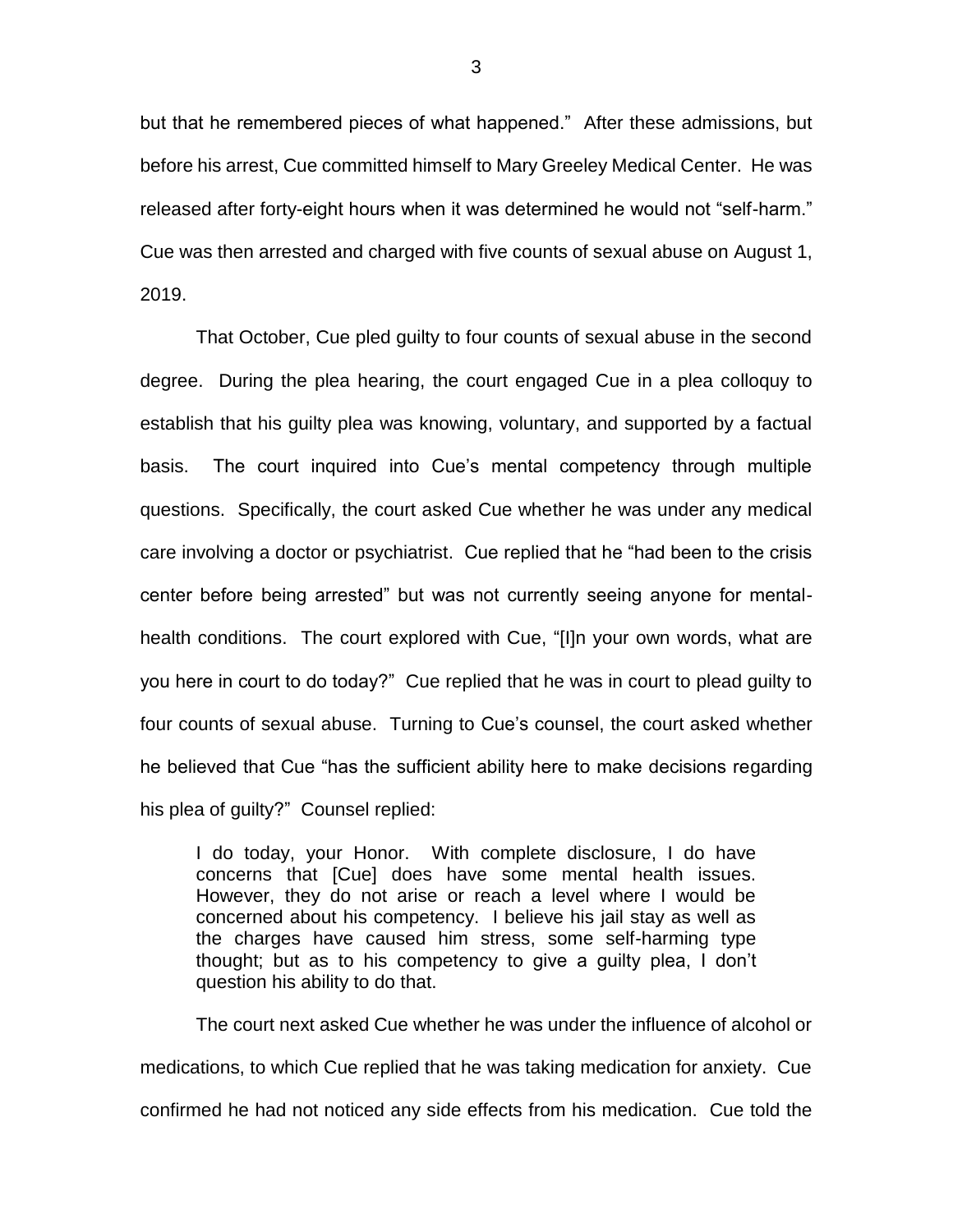but that he remembered pieces of what happened." After these admissions, but before his arrest, Cue committed himself to Mary Greeley Medical Center. He was released after forty-eight hours when it was determined he would not "self-harm." Cue was then arrested and charged with five counts of sexual abuse on August 1, 2019.

That October, Cue pled guilty to four counts of sexual abuse in the second degree. During the plea hearing, the court engaged Cue in a plea colloquy to establish that his guilty plea was knowing, voluntary, and supported by a factual basis. The court inquired into Cue's mental competency through multiple questions. Specifically, the court asked Cue whether he was under any medical care involving a doctor or psychiatrist. Cue replied that he "had been to the crisis center before being arrested" but was not currently seeing anyone for mental-health conditions. The court explored with Cue, "[I]n your own words, what are you here in court to do today?" Cue replied that he was in court to plead guilty to four counts of sexual abuse. Turning to Cue's counsel, the court asked whether he believed that Cue "has the sufficient ability here to make decisions regarding his plea of guilty?" Counsel replied:

> I do today, your Honor. With complete disclosure, I do have concerns that [Cue] does have some mental health issues. However, they do not arise or reach a level where I would be concerned about his competency. I believe his jail stay as well as the charges have caused him stress, some self-harming type thought; but as to his competency to give a guilty plea, I don't question his ability to do that.

The court next asked Cue whether he was under the influence of alcohol or medications, to which Cue replied that he was taking medication for anxiety. Cue confirmed he had not noticed any side effects from his medication. Cue told the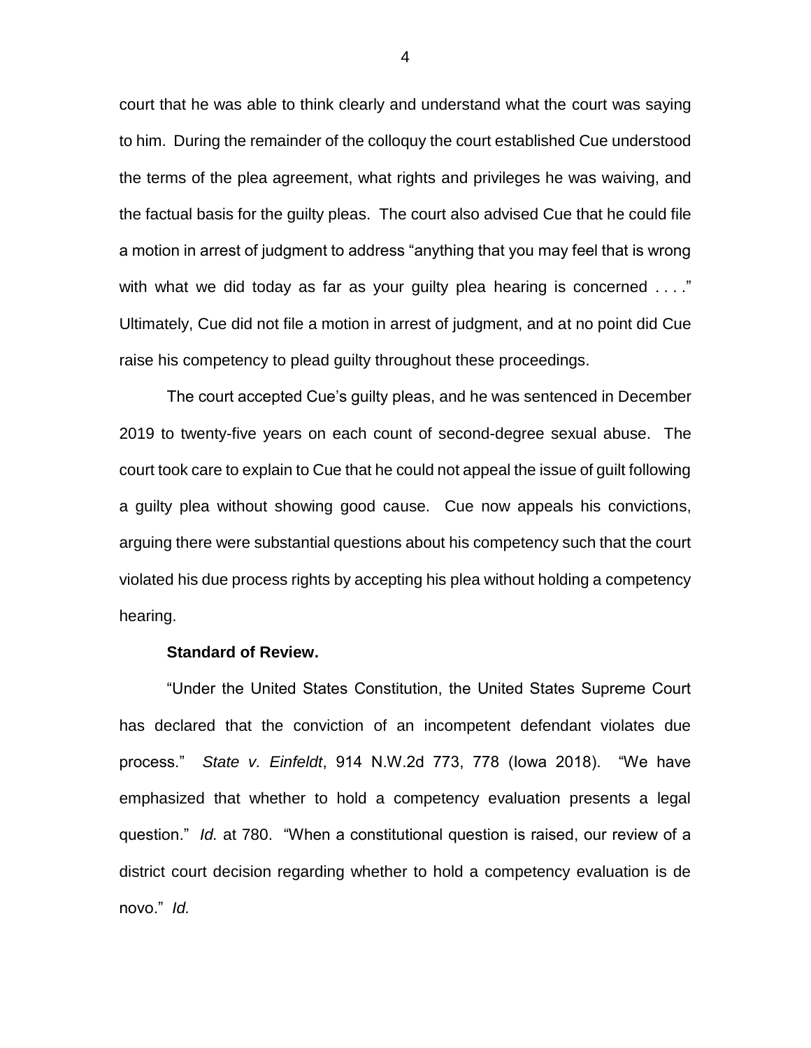court that he was able to think clearly and understand what the court was saying to him. During the remainder of the colloquy the court established Cue understood the terms of the plea agreement, what rights and privileges he was waiving, and the factual basis for the guilty pleas. The court also advised Cue that he could file a motion in arrest of judgment to address "anything that you may feel that is wrong with what we did today as far as your guilty plea hearing is concerned . . . ." Ultimately, Cue did not file a motion in arrest of judgment, and at no point did Cue raise his competency to plead guilty throughout these proceedings.

The court accepted Cue's guilty pleas, and he was sentenced in December 2019 to twenty-five years on each count of second-degree sexual abuse. The court took care to explain to Cue that he could not appeal the issue of guilt following a guilty plea without showing good cause. Cue now appeals his convictions, arguing there were substantial questions about his competency such that the court violated his due process rights by accepting his plea without holding a competency hearing.

**Standard of Review.**

"Under the United States Constitution, the United States Supreme Court has declared that the conviction of an incompetent defendant violates due process." *State v. Einfeldt*, 914 N.W.2d 773, 778 (Iowa 2018). "We have emphasized that whether to hold a competency evaluation presents a legal question." *Id.* at 780. "When a constitutional question is raised, our review of a district court decision regarding whether to hold a competency evaluation is de novo." *Id.*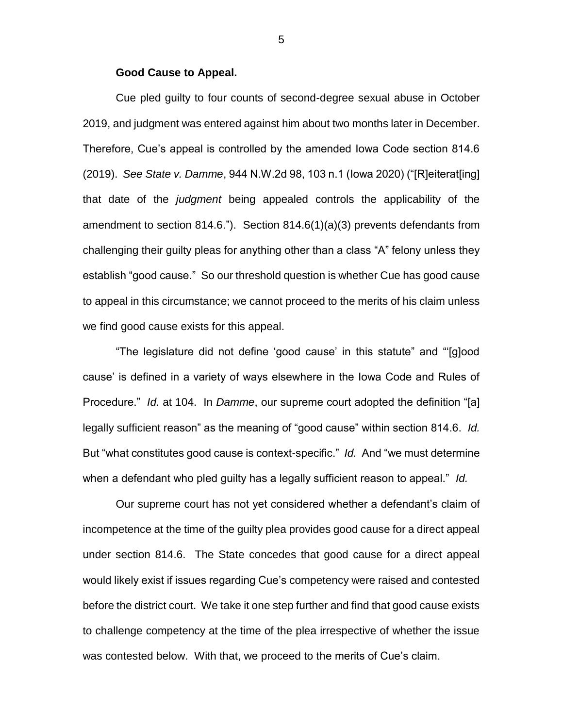**Good Cause to Appeal.**

Cue pled guilty to four counts of second-degree sexual abuse in October 2019, and judgment was entered against him about two months later in December. Therefore, Cue's appeal is controlled by the amended Iowa Code section 814.6 (2019). *See State v. Damme*, 944 N.W.2d 98, 103 n.1 (Iowa 2020) ("[R]eiterat[ing] that date of the *judgment* being appealed controls the applicability of the amendment to section 814.6."). Section 814.6(1)(a)(3) prevents defendants from challenging their guilty pleas for anything other than a class "A" felony unless they establish "good cause." So our threshold question is whether Cue has good cause to appeal in this circumstance; we cannot proceed to the merits of his claim unless we find good cause exists for this appeal.

"The legislature did not define 'good cause' in this statute" and "'[g]ood cause' is defined in a variety of ways elsewhere in the Iowa Code and Rules of Procedure." *Id.* at 104. In *Damme*, our supreme court adopted the definition "[a] legally sufficient reason" as the meaning of "good cause" within section 814.6. *Id.* But "what constitutes good cause is context-specific." *Id.* And "we must determine when a defendant who pled guilty has a legally sufficient reason to appeal." *Id.*

Our supreme court has not yet considered whether a defendant's claim of incompetence at the time of the guilty plea provides good cause for a direct appeal under section 814.6. The State concedes that good cause for a direct appeal would likely exist if issues regarding Cue's competency were raised and contested before the district court. We take it one step further and find that good cause exists to challenge competency at the time of the plea irrespective of whether the issue was contested below. With that, we proceed to the merits of Cue's claim.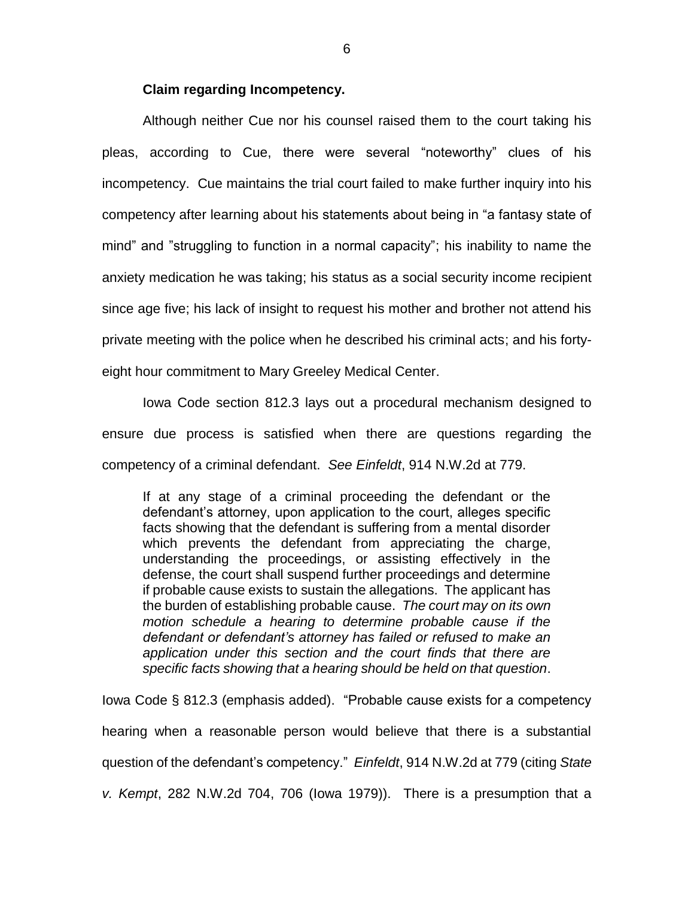**Claim regarding Incompetency.**

Although neither Cue nor his counsel raised them to the court taking his pleas, according to Cue, there were several "noteworthy" clues of his incompetency. Cue maintains the trial court failed to make further inquiry into his competency after learning about his statements about being in "a fantasy state of mind" and "struggling to function in a normal capacity"; his inability to name the anxiety medication he was taking; his status as a social security income recipient since age five; his lack of insight to request his mother and brother not attend his private meeting with the police when he described his criminal acts; and his forty-eight hour commitment to Mary Greeley Medical Center.

Iowa Code section 812.3 lays out a procedural mechanism designed to ensure due process is satisfied when there are questions regarding the competency of a criminal defendant. *See Einfeldt*, 914 N.W.2d at 779.

> If at any stage of a criminal proceeding the defendant or the defendant's attorney, upon application to the court, alleges specific facts showing that the defendant is suffering from a mental disorder which prevents the defendant from appreciating the charge, understanding the proceedings, or assisting effectively in the defense, the court shall suspend further proceedings and determine if probable cause exists to sustain the allegations. The applicant has the burden of establishing probable cause. *The court may on its own motion schedule a hearing to determine probable cause if the defendant or defendant's attorney has failed or refused to make an application under this section and the court finds that there are specific facts showing that a hearing should be held on that question*.

Iowa Code § 812.3 (emphasis added). "Probable cause exists for a competency hearing when a reasonable person would believe that there is a substantial question of the defendant's competency." *Einfeldt*, 914 N.W.2d at 779 (citing *State v. Kempt*, 282 N.W.2d 704, 706 (Iowa 1979)). There is a presumption that a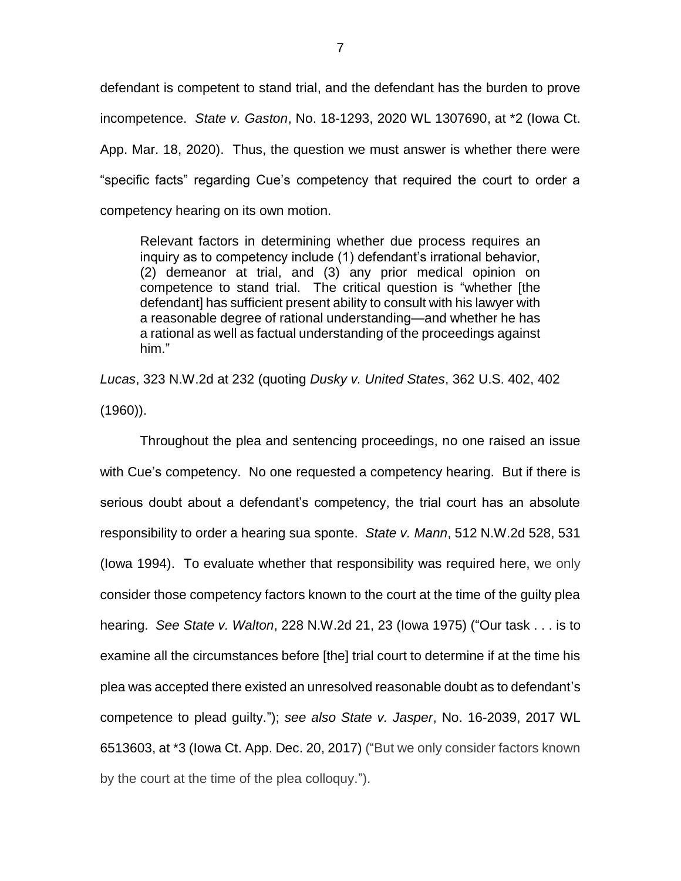defendant is competent to stand trial, and the defendant has the burden to prove incompetence. *State v. Gaston*, No. 18-1293, 2020 WL 1307690, at *2 (Iowa Ct. App. Mar. 18, 2020). Thus, the question we must answer is whether there were "specific facts" regarding Cue's competency that required the court to order a competency hearing on its own motion.

> Relevant factors in determining whether due process requires an inquiry as to competency include (1) defendant's irrational behavior, (2) demeanor at trial, and (3) any prior medical opinion on competence to stand trial. The critical question is "whether [the defendant] has sufficient present ability to consult with his lawyer with a reasonable degree of rational understanding—and whether he has a rational as well as factual understanding of the proceedings against him."

*Lucas*, 323 N.W.2d at 232 (quoting *Dusky v. United States*, 362 U.S. 402, 402 (1960)).

Throughout the plea and sentencing proceedings, no one raised an issue with Cue's competency. No one requested a competency hearing. But if there is serious doubt about a defendant's competency, the trial court has an absolute responsibility to order a hearing sua sponte. *State v. Mann*, 512 N.W.2d 528, 531 (Iowa 1994). To evaluate whether that responsibility was required here, we only consider those competency factors known to the court at the time of the guilty plea hearing. *See State v. Walton*, 228 N.W.2d 21, 23 (Iowa 1975) ("Our task . . . is to examine all the circumstances before [the] trial court to determine if at the time his plea was accepted there existed an unresolved reasonable doubt as to defendant's competence to plead guilty."); *see also State v. Jasper*, No. 16-2039, 2017 WL 6513603, at *3 (Iowa Ct. App. Dec. 20, 2017) ("But we only consider factors known by the court at the time of the plea colloquy.").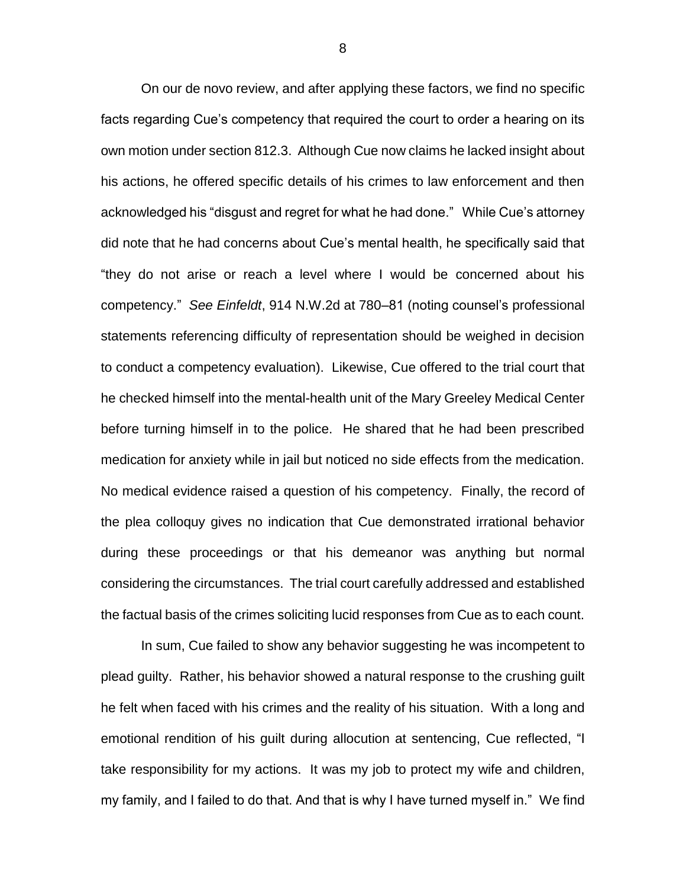On our de novo review, and after applying these factors, we find no specific facts regarding Cue's competency that required the court to order a hearing on its own motion under section 812.3. Although Cue now claims he lacked insight about his actions, he offered specific details of his crimes to law enforcement and then acknowledged his "disgust and regret for what he had done." While Cue's attorney did note that he had concerns about Cue's mental health, he specifically said that "they do not arise or reach a level where I would be concerned about his competency." *See Einfeldt*, 914 N.W.2d at 780–81 (noting counsel's professional statements referencing difficulty of representation should be weighed in decision to conduct a competency evaluation). Likewise, Cue offered to the trial court that he checked himself into the mental-health unit of the Mary Greeley Medical Center before turning himself in to the police. He shared that he had been prescribed medication for anxiety while in jail but noticed no side effects from the medication. No medical evidence raised a question of his competency. Finally, the record of the plea colloquy gives no indication that Cue demonstrated irrational behavior during these proceedings or that his demeanor was anything but normal considering the circumstances. The trial court carefully addressed and established the factual basis of the crimes soliciting lucid responses from Cue as to each count.

In sum, Cue failed to show any behavior suggesting he was incompetent to plead guilty. Rather, his behavior showed a natural response to the crushing guilt he felt when faced with his crimes and the reality of his situation. With a long and emotional rendition of his guilt during allocution at sentencing, Cue reflected, "I take responsibility for my actions. It was my job to protect my wife and children, my family, and I failed to do that. And that is why I have turned myself in." We find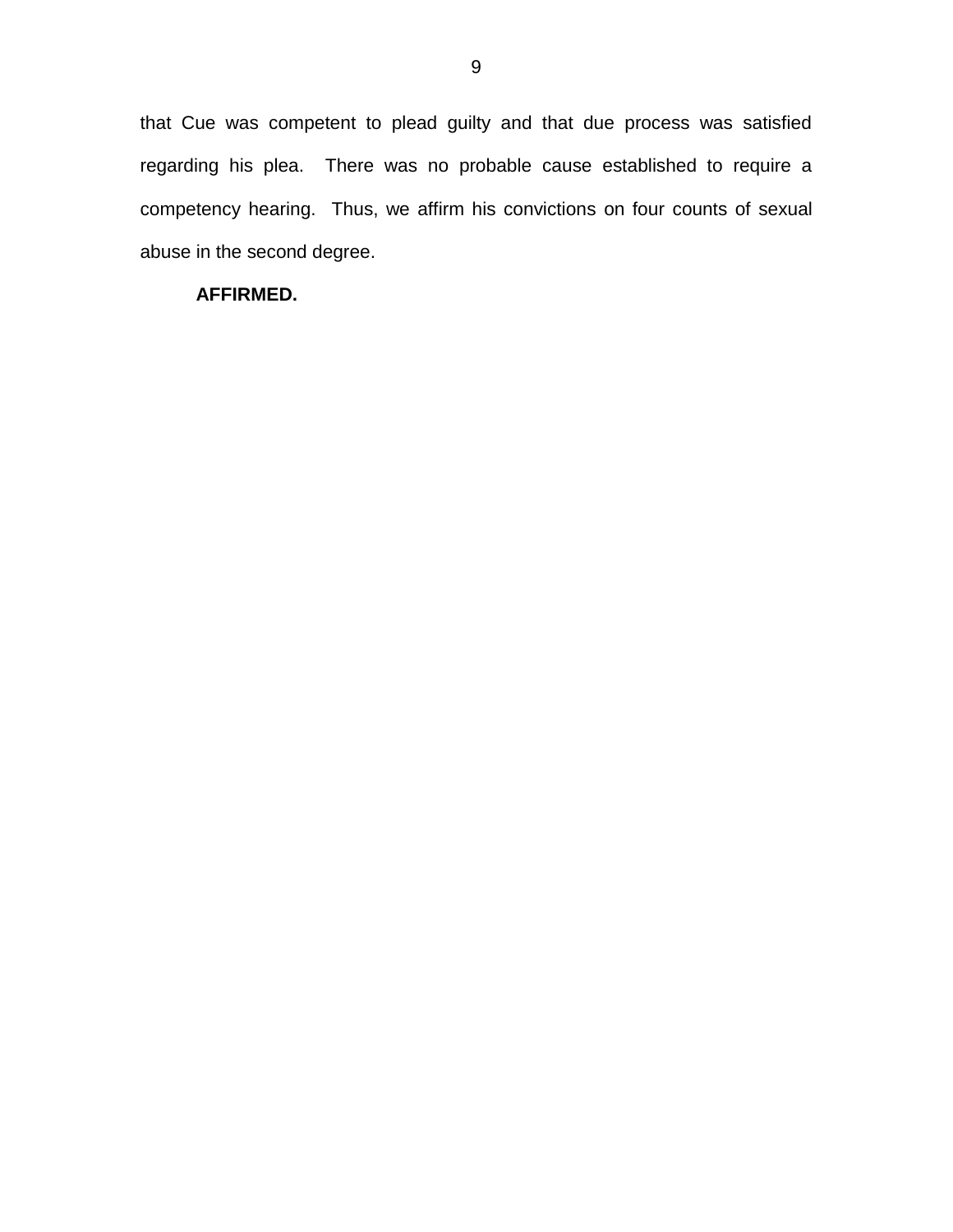that Cue was competent to plead guilty and that due process was satisfied regarding his plea. There was no probable cause established to require a competency hearing. Thus, we affirm his convictions on four counts of sexual abuse in the second degree.

**AFFIRMED.**